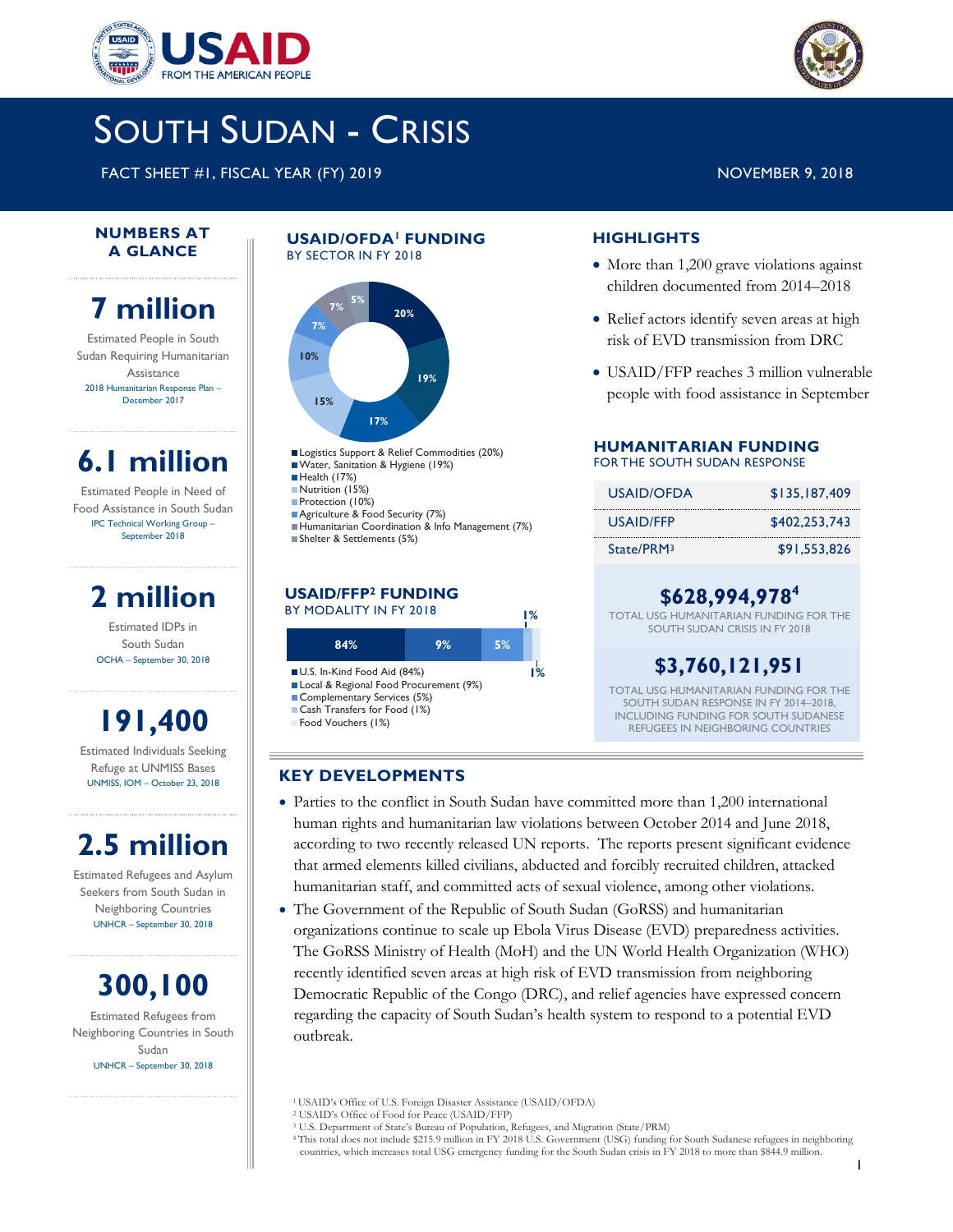# SOUTH SUDAN - CRISIS

FACT SHEET #1, FISCAL YEAR (FY) 2019

NOVEMBER 9, 2018

## NUMBERS AT A GLANCE

**7 million**

Estimated People in South Sudan Requiring Humanitarian Assistance

2018 Humanitarian Response Plan – December 2017

**6.1 million**

Estimated People in Need of Food Assistance in South Sudan

IPC Technical Working Group – September 2018

**2 million**

Estimated IDPs in South Sudan

OCHA – September 30, 2018

**191,400**

Estimated Individuals Seeking Refuge at UNMISS Bases

UNMISS, IOM – October 23, 2018

**2.5 million**

Estimated Refugees and Asylum Seekers from South Sudan in Neighboring Countries

UNHCR – September 30, 2018

**300,100**

Estimated Refugees from Neighboring Countries in South Sudan

UNHCR – September 30, 2018

## USAID/OFDA[1] FUNDING

BY SECTOR IN FY 2018

- Logistics Support & Relief Commodities (20%)
- Water, Sanitation & Hygiene (19%)
- Health (17%)
- Nutrition (15%)
- Protection (10%)
- Agriculture & Food Security (7%)
- Humanitarian Coordination & Info Management (7%)
- Shelter & Settlements (5%)

## USAID/FFP[2] FUNDING

BY MODALITY IN FY 2018

- U.S. In-Kind Food Aid (84%)
- Local & Regional Food Procurement (9%)
- Complementary Services (5%)
- Cash Transfers for Food (1%)
- Food Vouchers (1%)

## HIGHLIGHTS

- More than 1,200 grave violations against children documented from 2014–2018
- Relief actors identify seven areas at high risk of EVD transmission from DRC
- USAID/FFP reaches 3 million vulnerable people with food assistance in September

## HUMANITARIAN FUNDING

FOR THE SOUTH SUDAN RESPONSE

| | |
|---|---|
| USAID/OFDA | $135,187,409 |
| USAID/FFP | $402,253,743 |
| State/PRM[3] | $91,553,826 |

**$628,994,978[4]**

TOTAL USG HUMANITARIAN FUNDING FOR THE SOUTH SUDAN CRISIS IN FY 2018

**$3,760,121,951**

TOTAL USG HUMANITARIAN FUNDING FOR THE SOUTH SUDAN RESPONSE IN FY 2014–2018, INCLUDING FUNDING FOR SOUTH SUDANESE REFUGEES IN NEIGHBORING COUNTRIES

## KEY DEVELOPMENTS

- Parties to the conflict in South Sudan have committed more than 1,200 international human rights and humanitarian law violations between October 2014 and June 2018, according to two recently released UN reports. The reports present significant evidence that armed elements killed civilians, abducted and forcibly recruited children, attacked humanitarian staff, and committed acts of sexual violence, among other violations.
- The Government of the Republic of South Sudan (GoRSS) and humanitarian organizations continue to scale up Ebola Virus Disease (EVD) preparedness activities. The GoRSS Ministry of Health (MoH) and the UN World Health Organization (WHO) recently identified seven areas at high risk of EVD transmission from neighboring Democratic Republic of the Congo (DRC), and relief agencies have expressed concern regarding the capacity of South Sudan's health system to respond to a potential EVD outbreak.

[1] USAID's Office of U.S. Foreign Disaster Assistance (USAID/OFDA)
[2] USAID's Office of Food for Peace (USAID/FFP)
[3] U.S. Department of State's Bureau of Population, Refugees, and Migration (State/PRM)
[4] This total does not include $215.9 million in FY 2018 U.S. Government (USG) funding for South Sudanese refugees in neighboring countries, which increases total USG emergency funding for the South Sudan crisis in FY 2018 to more than $844.9 million.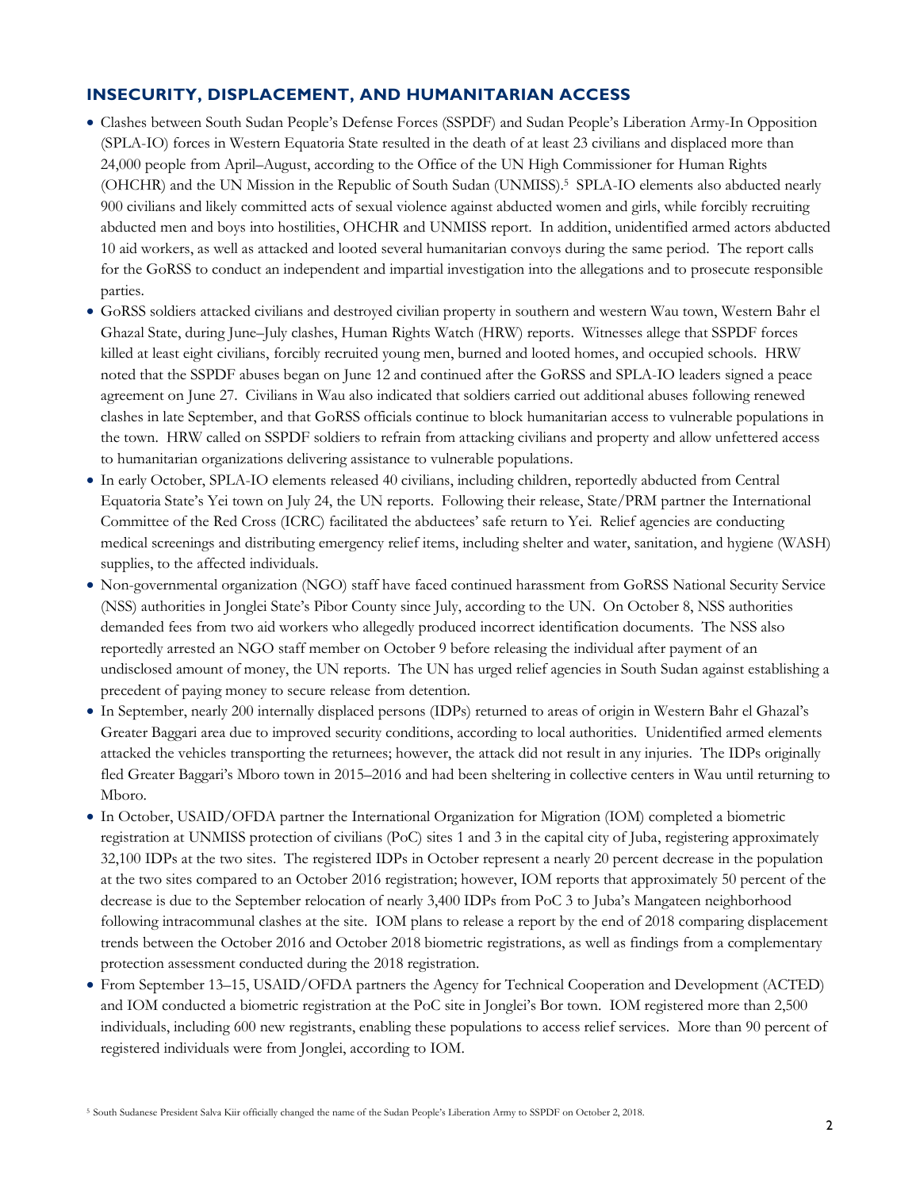## INSECURITY, DISPLACEMENT, AND HUMANITARIAN ACCESS

- Clashes between South Sudan People's Defense Forces (SSPDF) and Sudan People's Liberation Army-In Opposition (SPLA-IO) forces in Western Equatoria State resulted in the death of at least 23 civilians and displaced more than 24,000 people from April–August, according to the Office of the UN High Commissioner for Human Rights (OHCHR) and the UN Mission in the Republic of South Sudan (UNMISS).[5] SPLA-IO elements also abducted nearly 900 civilians and likely committed acts of sexual violence against abducted women and girls, while forcibly recruiting abducted men and boys into hostilities, OHCHR and UNMISS report. In addition, unidentified armed actors abducted 10 aid workers, as well as attacked and looted several humanitarian convoys during the same period. The report calls for the GoRSS to conduct an independent and impartial investigation into the allegations and to prosecute responsible parties.
- GoRSS soldiers attacked civilians and destroyed civilian property in southern and western Wau town, Western Bahr el Ghazal State, during June–July clashes, Human Rights Watch (HRW) reports. Witnesses allege that SSPDF forces killed at least eight civilians, forcibly recruited young men, burned and looted homes, and occupied schools. HRW noted that the SSPDF abuses began on June 12 and continued after the GoRSS and SPLA-IO leaders signed a peace agreement on June 27. Civilians in Wau also indicated that soldiers carried out additional abuses following renewed clashes in late September, and that GoRSS officials continue to block humanitarian access to vulnerable populations in the town. HRW called on SSPDF soldiers to refrain from attacking civilians and property and allow unfettered access to humanitarian organizations delivering assistance to vulnerable populations.
- In early October, SPLA-IO elements released 40 civilians, including children, reportedly abducted from Central Equatoria State's Yei town on July 24, the UN reports. Following their release, State/PRM partner the International Committee of the Red Cross (ICRC) facilitated the abductees' safe return to Yei. Relief agencies are conducting medical screenings and distributing emergency relief items, including shelter and water, sanitation, and hygiene (WASH) supplies, to the affected individuals.
- Non-governmental organization (NGO) staff have faced continued harassment from GoRSS National Security Service (NSS) authorities in Jonglei State's Pibor County since July, according to the UN. On October 8, NSS authorities demanded fees from two aid workers who allegedly produced incorrect identification documents. The NSS also reportedly arrested an NGO staff member on October 9 before releasing the individual after payment of an undisclosed amount of money, the UN reports. The UN has urged relief agencies in South Sudan against establishing a precedent of paying money to secure release from detention.
- In September, nearly 200 internally displaced persons (IDPs) returned to areas of origin in Western Bahr el Ghazal's Greater Baggari area due to improved security conditions, according to local authorities. Unidentified armed elements attacked the vehicles transporting the returnees; however, the attack did not result in any injuries. The IDPs originally fled Greater Baggari's Mboro town in 2015–2016 and had been sheltering in collective centers in Wau until returning to Mboro.
- In October, USAID/OFDA partner the International Organization for Migration (IOM) completed a biometric registration at UNMISS protection of civilians (PoC) sites 1 and 3 in the capital city of Juba, registering approximately 32,100 IDPs at the two sites. The registered IDPs in October represent a nearly 20 percent decrease in the population at the two sites compared to an October 2016 registration; however, IOM reports that approximately 50 percent of the decrease is due to the September relocation of nearly 3,400 IDPs from PoC 3 to Juba's Mangateen neighborhood following intracommunal clashes at the site. IOM plans to release a report by the end of 2018 comparing displacement trends between the October 2016 and October 2018 biometric registrations, as well as findings from a complementary protection assessment conducted during the 2018 registration.
- From September 13–15, USAID/OFDA partners the Agency for Technical Cooperation and Development (ACTED) and IOM conducted a biometric registration at the PoC site in Jonglei's Bor town. IOM registered more than 2,500 individuals, including 600 new registrants, enabling these populations to access relief services. More than 90 percent of registered individuals were from Jonglei, according to IOM.

[5] South Sudanese President Salva Kiir officially changed the name of the Sudan People's Liberation Army to SSPDF on October 2, 2018.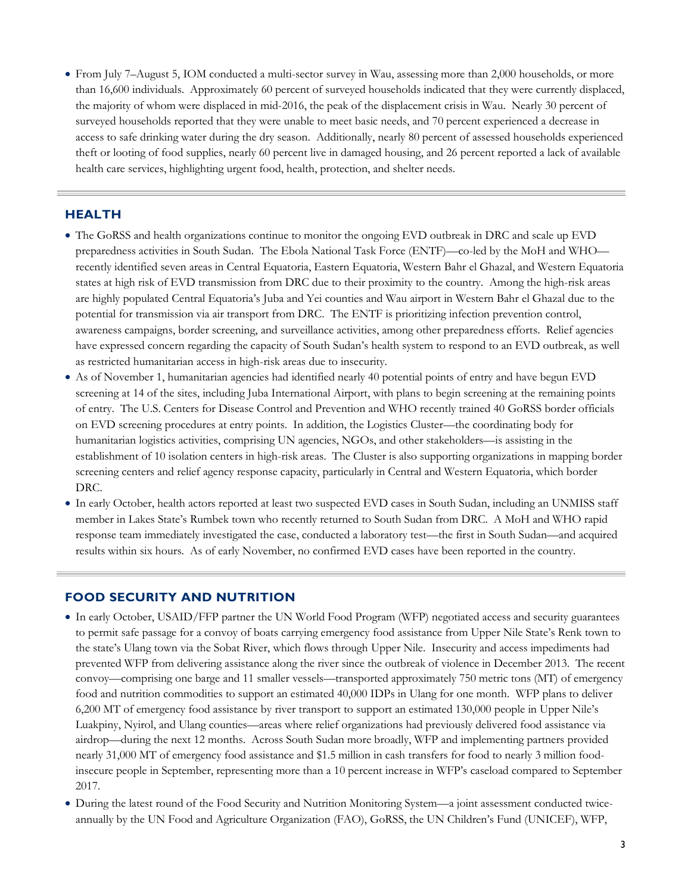- From July 7–August 5, IOM conducted a multi-sector survey in Wau, assessing more than 2,000 households, or more than 16,600 individuals. Approximately 60 percent of surveyed households indicated that they were currently displaced, the majority of whom were displaced in mid-2016, the peak of the displacement crisis in Wau. Nearly 30 percent of surveyed households reported that they were unable to meet basic needs, and 70 percent experienced a decrease in access to safe drinking water during the dry season. Additionally, nearly 80 percent of assessed households experienced theft or looting of food supplies, nearly 60 percent live in damaged housing, and 26 percent reported a lack of available health care services, highlighting urgent food, health, protection, and shelter needs.

## HEALTH

- The GoRSS and health organizations continue to monitor the ongoing EVD outbreak in DRC and scale up EVD preparedness activities in South Sudan. The Ebola National Task Force (ENTF)—co-led by the MoH and WHO—recently identified seven areas in Central Equatoria, Eastern Equatoria, Western Bahr el Ghazal, and Western Equatoria states at high risk of EVD transmission from DRC due to their proximity to the country. Among the high-risk areas are highly populated Central Equatoria's Juba and Yei counties and Wau airport in Western Bahr el Ghazal due to the potential for transmission via air transport from DRC. The ENTF is prioritizing infection prevention control, awareness campaigns, border screening, and surveillance activities, among other preparedness efforts. Relief agencies have expressed concern regarding the capacity of South Sudan's health system to respond to an EVD outbreak, as well as restricted humanitarian access in high-risk areas due to insecurity.
- As of November 1, humanitarian agencies had identified nearly 40 potential points of entry and have begun EVD screening at 14 of the sites, including Juba International Airport, with plans to begin screening at the remaining points of entry. The U.S. Centers for Disease Control and Prevention and WHO recently trained 40 GoRSS border officials on EVD screening procedures at entry points. In addition, the Logistics Cluster—the coordinating body for humanitarian logistics activities, comprising UN agencies, NGOs, and other stakeholders—is assisting in the establishment of 10 isolation centers in high-risk areas. The Cluster is also supporting organizations in mapping border screening centers and relief agency response capacity, particularly in Central and Western Equatoria, which border DRC.
- In early October, health actors reported at least two suspected EVD cases in South Sudan, including an UNMISS staff member in Lakes State's Rumbek town who recently returned to South Sudan from DRC. A MoH and WHO rapid response team immediately investigated the case, conducted a laboratory test—the first in South Sudan—and acquired results within six hours. As of early November, no confirmed EVD cases have been reported in the country.

## FOOD SECURITY AND NUTRITION

- In early October, USAID/FFP partner the UN World Food Program (WFP) negotiated access and security guarantees to permit safe passage for a convoy of boats carrying emergency food assistance from Upper Nile State's Renk town to the state's Ulang town via the Sobat River, which flows through Upper Nile. Insecurity and access impediments had prevented WFP from delivering assistance along the river since the outbreak of violence in December 2013. The recent convoy—comprising one barge and 11 smaller vessels—transported approximately 750 metric tons (MT) of emergency food and nutrition commodities to support an estimated 40,000 IDPs in Ulang for one month. WFP plans to deliver 6,200 MT of emergency food assistance by river transport to support an estimated 130,000 people in Upper Nile's Luakpiny, Nyirol, and Ulang counties—areas where relief organizations had previously delivered food assistance via airdrop—during the next 12 months. Across South Sudan more broadly, WFP and implementing partners provided nearly 31,000 MT of emergency food assistance and $1.5 million in cash transfers for food to nearly 3 million food-insecure people in September, representing more than a 10 percent increase in WFP's caseload compared to September 2017.
- During the latest round of the Food Security and Nutrition Monitoring System—a joint assessment conducted twice-annually by the UN Food and Agriculture Organization (FAO), GoRSS, the UN Children's Fund (UNICEF), WFP,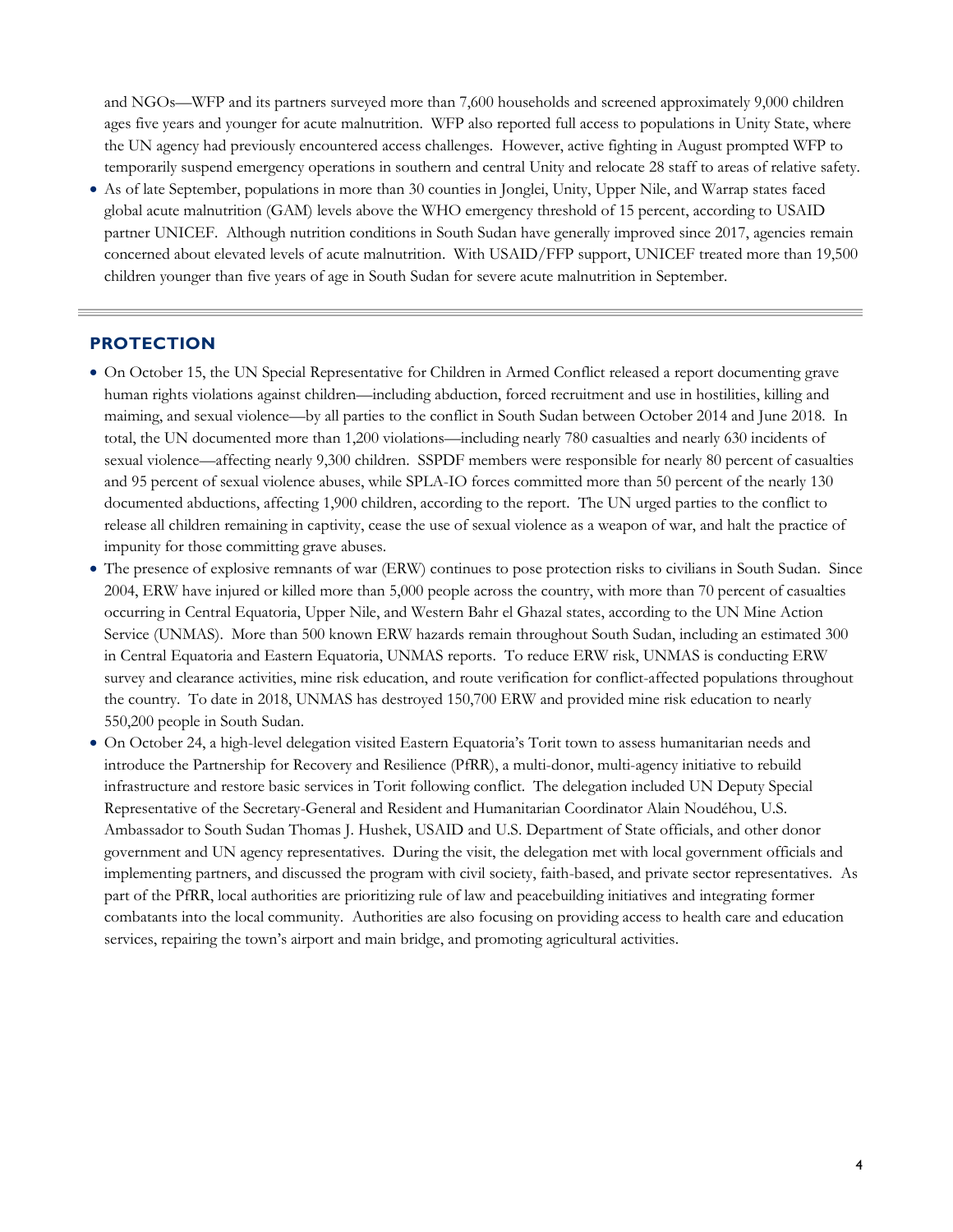and NGOs—WFP and its partners surveyed more than 7,600 households and screened approximately 9,000 children ages five years and younger for acute malnutrition. WFP also reported full access to populations in Unity State, where the UN agency had previously encountered access challenges. However, active fighting in August prompted WFP to temporarily suspend emergency operations in southern and central Unity and relocate 28 staff to areas of relative safety.

- As of late September, populations in more than 30 counties in Jonglei, Unity, Upper Nile, and Warrap states faced global acute malnutrition (GAM) levels above the WHO emergency threshold of 15 percent, according to USAID partner UNICEF. Although nutrition conditions in South Sudan have generally improved since 2017, agencies remain concerned about elevated levels of acute malnutrition. With USAID/FFP support, UNICEF treated more than 19,500 children younger than five years of age in South Sudan for severe acute malnutrition in September.

## PROTECTION

- On October 15, the UN Special Representative for Children in Armed Conflict released a report documenting grave human rights violations against children—including abduction, forced recruitment and use in hostilities, killing and maiming, and sexual violence—by all parties to the conflict in South Sudan between October 2014 and June 2018. In total, the UN documented more than 1,200 violations—including nearly 780 casualties and nearly 630 incidents of sexual violence—affecting nearly 9,300 children. SSPDF members were responsible for nearly 80 percent of casualties and 95 percent of sexual violence abuses, while SPLA-IO forces committed more than 50 percent of the nearly 130 documented abductions, affecting 1,900 children, according to the report. The UN urged parties to the conflict to release all children remaining in captivity, cease the use of sexual violence as a weapon of war, and halt the practice of impunity for those committing grave abuses.
- The presence of explosive remnants of war (ERW) continues to pose protection risks to civilians in South Sudan. Since 2004, ERW have injured or killed more than 5,000 people across the country, with more than 70 percent of casualties occurring in Central Equatoria, Upper Nile, and Western Bahr el Ghazal states, according to the UN Mine Action Service (UNMAS). More than 500 known ERW hazards remain throughout South Sudan, including an estimated 300 in Central Equatoria and Eastern Equatoria, UNMAS reports. To reduce ERW risk, UNMAS is conducting ERW survey and clearance activities, mine risk education, and route verification for conflict-affected populations throughout the country. To date in 2018, UNMAS has destroyed 150,700 ERW and provided mine risk education to nearly 550,200 people in South Sudan.
- On October 24, a high-level delegation visited Eastern Equatoria's Torit town to assess humanitarian needs and introduce the Partnership for Recovery and Resilience (PfRR), a multi-donor, multi-agency initiative to rebuild infrastructure and restore basic services in Torit following conflict. The delegation included UN Deputy Special Representative of the Secretary-General and Resident and Humanitarian Coordinator Alain Noudéhou, U.S. Ambassador to South Sudan Thomas J. Hushek, USAID and U.S. Department of State officials, and other donor government and UN agency representatives. During the visit, the delegation met with local government officials and implementing partners, and discussed the program with civil society, faith-based, and private sector representatives. As part of the PfRR, local authorities are prioritizing rule of law and peacebuilding initiatives and integrating former combatants into the local community. Authorities are also focusing on providing access to health care and education services, repairing the town's airport and main bridge, and promoting agricultural activities.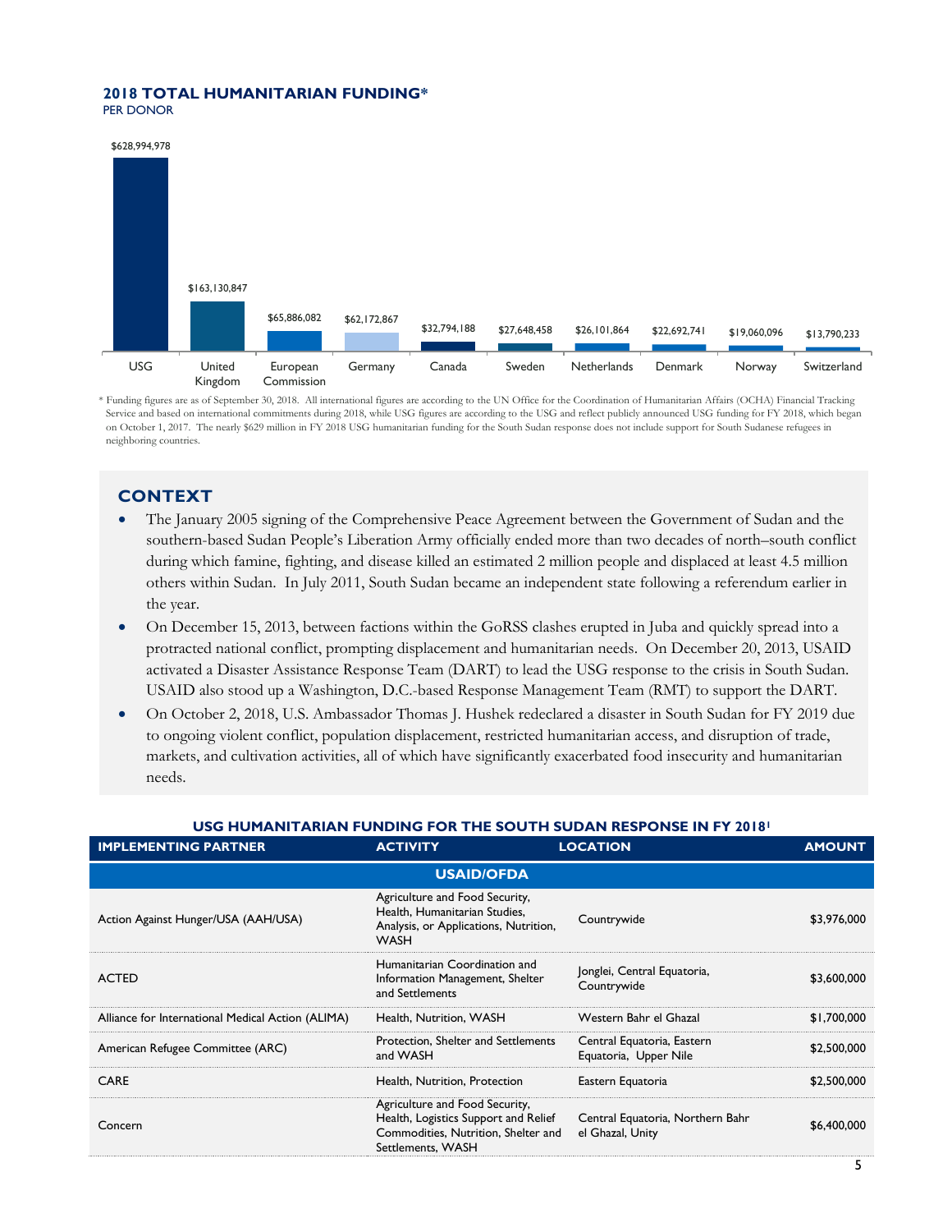**2018 TOTAL HUMANITARIAN FUNDING***
PER DONOR

| Donor | Funding |
|---|---|
| USG | $628,994,978 |
| United Kingdom | $163,130,847 |
| European Commission | $65,886,082 |
| Germany | $62,172,867 |
| Canada | $32,794,188 |
| Sweden | $27,648,458 |
| Netherlands | $26,101,864 |
| Denmark | $22,692,741 |
| Norway | $19,060,096 |
| Switzerland | $13,790,233 |

* Funding figures are as of September 30, 2018. All international figures are according to the UN Office for the Coordination of Humanitarian Affairs (OCHA) Financial Tracking Service and based on international commitments during 2018, while USG figures are according to the USG and reflect publicly announced USG funding for FY 2018, which began on October 1, 2017. The nearly $629 million in FY 2018 USG humanitarian funding for the South Sudan response does not include support for South Sudanese refugees in neighboring countries.

## CONTEXT

- The January 2005 signing of the Comprehensive Peace Agreement between the Government of Sudan and the southern-based Sudan People's Liberation Army officially ended more than two decades of north–south conflict during which famine, fighting, and disease killed an estimated 2 million people and displaced at least 4.5 million others within Sudan. In July 2011, South Sudan became an independent state following a referendum earlier in the year.
- On December 15, 2013, between factions within the GoRSS clashes erupted in Juba and quickly spread into a protracted national conflict, prompting displacement and humanitarian needs. On December 20, 2013, USAID activated a Disaster Assistance Response Team (DART) to lead the USG response to the crisis in South Sudan. USAID also stood up a Washington, D.C.-based Response Management Team (RMT) to support the DART.
- On October 2, 2018, U.S. Ambassador Thomas J. Hushek redeclared a disaster in South Sudan for FY 2019 due to ongoing violent conflict, population displacement, restricted humanitarian access, and disruption of trade, markets, and cultivation activities, all of which have significantly exacerbated food insecurity and humanitarian needs.

**USG HUMANITARIAN FUNDING FOR THE SOUTH SUDAN RESPONSE IN FY 2018**[1]

| IMPLEMENTING PARTNER | ACTIVITY | LOCATION | AMOUNT |
|---|---|---|---|
| **USAID/OFDA** | | | |
| Action Against Hunger/USA (AAH/USA) | Agriculture and Food Security, Health, Humanitarian Studies, Analysis, or Applications, Nutrition, WASH | Countrywide | $3,976,000 |
| ACTED | Humanitarian Coordination and Information Management, Shelter and Settlements | Jonglei, Central Equatoria, Countrywide | $3,600,000 |
| Alliance for International Medical Action (ALIMA) | Health, Nutrition, WASH | Western Bahr el Ghazal | $1,700,000 |
| American Refugee Committee (ARC) | Protection, Shelter and Settlements and WASH | Central Equatoria, Eastern Equatoria, Upper Nile | $2,500,000 |
| CARE | Health, Nutrition, Protection | Eastern Equatoria | $2,500,000 |
| Concern | Agriculture and Food Security, Health, Logistics Support and Relief Commodities, Nutrition, Shelter and Settlements, WASH | Central Equatoria, Northern Bahr el Ghazal, Unity | $6,400,000 |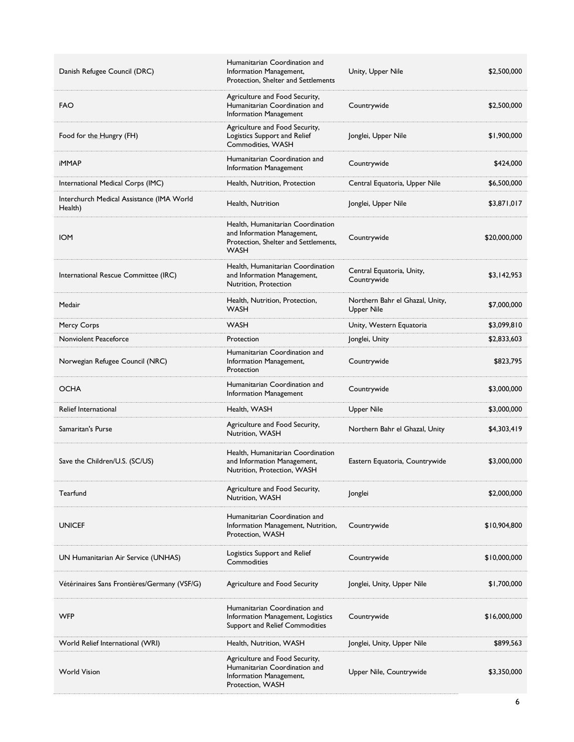| | | | |
|---|---|---|---|
| Danish Refugee Council (DRC) | Humanitarian Coordination and Information Management, Protection, Shelter and Settlements | Unity, Upper Nile | $2,500,000 |
| FAO | Agriculture and Food Security, Humanitarian Coordination and Information Management | Countrywide | $2,500,000 |
| Food for the Hungry (FH) | Agriculture and Food Security, Logistics Support and Relief Commodities, WASH | Jonglei, Upper Nile | $1,900,000 |
| iMMAP | Humanitarian Coordination and Information Management | Countrywide | $424,000 |
| International Medical Corps (IMC) | Health, Nutrition, Protection | Central Equatoria, Upper Nile | $6,500,000 |
| Interchurch Medical Assistance (IMA World Health) | Health, Nutrition | Jonglei, Upper Nile | $3,871,017 |
| IOM | Health, Humanitarian Coordination and Information Management, Protection, Shelter and Settlements, WASH | Countrywide | $20,000,000 |
| International Rescue Committee (IRC) | Health, Humanitarian Coordination and Information Management, Nutrition, Protection | Central Equatoria, Unity, Countrywide | $3,142,953 |
| Medair | Health, Nutrition, Protection, WASH | Northern Bahr el Ghazal, Unity, Upper Nile | $7,000,000 |
| Mercy Corps | WASH | Unity, Western Equatoria | $3,099,810 |
| Nonviolent Peaceforce | Protection | Jonglei, Unity | $2,833,603 |
| Norwegian Refugee Council (NRC) | Humanitarian Coordination and Information Management, Protection | Countrywide | $823,795 |
| OCHA | Humanitarian Coordination and Information Management | Countrywide | $3,000,000 |
| Relief International | Health, WASH | Upper Nile | $3,000,000 |
| Samaritan's Purse | Agriculture and Food Security, Nutrition, WASH | Northern Bahr el Ghazal, Unity | $4,303,419 |
| Save the Children/U.S. (SC/US) | Health, Humanitarian Coordination and Information Management, Nutrition, Protection, WASH | Eastern Equatoria, Countrywide | $3,000,000 |
| Tearfund | Agriculture and Food Security, Nutrition, WASH | Jonglei | $2,000,000 |
| UNICEF | Humanitarian Coordination and Information Management, Nutrition, Protection, WASH | Countrywide | $10,904,800 |
| UN Humanitarian Air Service (UNHAS) | Logistics Support and Relief Commodities | Countrywide | $10,000,000 |
| Vétérinaires Sans Frontières/Germany (VSF/G) | Agriculture and Food Security | Jonglei, Unity, Upper Nile | $1,700,000 |
| WFP | Humanitarian Coordination and Information Management, Logistics Support and Relief Commodities | Countrywide | $16,000,000 |
| World Relief International (WRI) | Health, Nutrition, WASH | Jonglei, Unity, Upper Nile | $899,563 |
| World Vision | Agriculture and Food Security, Humanitarian Coordination and Information Management, Protection, WASH | Upper Nile, Countrywide | $3,350,000 |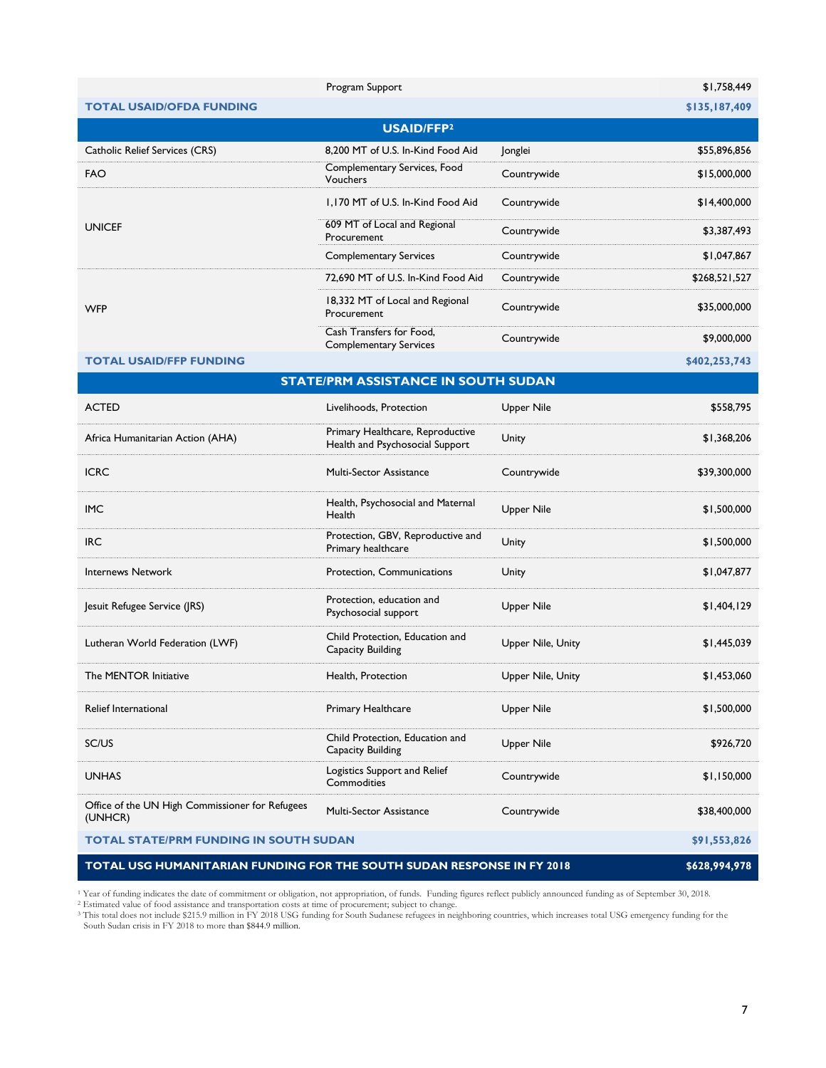| | | | |
|---|---|---|---|
| | Program Support | | $1,758,449 |
| **TOTAL USAID/OFDA FUNDING** | | | **$135,187,409** |
| **USAID/FFP[2]** | | | |
| Catholic Relief Services (CRS) | 8,200 MT of U.S. In-Kind Food Aid | Jonglei | $55,896,856 |
| FAO | Complementary Services, Food Vouchers | Countrywide | $15,000,000 |
| UNICEF | 1,170 MT of U.S. In-Kind Food Aid | Countrywide | $14,400,000 |
| | 609 MT of Local and Regional Procurement | Countrywide | $3,387,493 |
| | Complementary Services | Countrywide | $1,047,867 |
| WFP | 72,690 MT of U.S. In-Kind Food Aid | Countrywide | $268,521,527 |
| | 18,332 MT of Local and Regional Procurement | Countrywide | $35,000,000 |
| | Cash Transfers for Food, Complementary Services | Countrywide | $9,000,000 |
| **TOTAL USAID/FFP FUNDING** | | | **$402,253,743** |
| **STATE/PRM ASSISTANCE IN SOUTH SUDAN** | | | |
| ACTED | Livelihoods, Protection | Upper Nile | $558,795 |
| Africa Humanitarian Action (AHA) | Primary Healthcare, Reproductive Health and Psychosocial Support | Unity | $1,368,206 |
| ICRC | Multi-Sector Assistance | Countrywide | $39,300,000 |
| IMC | Health, Psychosocial and Maternal Health | Upper Nile | $1,500,000 |
| IRC | Protection, GBV, Reproductive and Primary healthcare | Unity | $1,500,000 |
| Internews Network | Protection, Communications | Unity | $1,047,877 |
| Jesuit Refugee Service (JRS) | Protection, education and Psychosocial support | Upper Nile | $1,404,129 |
| Lutheran World Federation (LWF) | Child Protection, Education and Capacity Building | Upper Nile, Unity | $1,445,039 |
| The MENTOR Initiative | Health, Protection | Upper Nile, Unity | $1,453,060 |
| Relief International | Primary Healthcare | Upper Nile | $1,500,000 |
| SC/US | Child Protection, Education and Capacity Building | Upper Nile | $926,720 |
| UNHAS | Logistics Support and Relief Commodities | Countrywide | $1,150,000 |
| Office of the UN High Commissioner for Refugees (UNHCR) | Multi-Sector Assistance | Countrywide | $38,400,000 |
| **TOTAL STATE/PRM FUNDING IN SOUTH SUDAN** | | | **$91,553,826** |
| **TOTAL USG HUMANITARIAN FUNDING FOR THE SOUTH SUDAN RESPONSE IN FY 2018** | | | **$628,994,978** |

[1] Year of funding indicates the date of commitment or obligation, not appropriation, of funds. Funding figures reflect publicly announced funding as of September 30, 2018.
[2] Estimated value of food assistance and transportation costs at time of procurement; subject to change.
[3] This total does not include $215.9 million in FY 2018 USG funding for South Sudanese refugees in neighboring countries, which increases total USG emergency funding for the South Sudan crisis in FY 2018 to more than $844.9 million.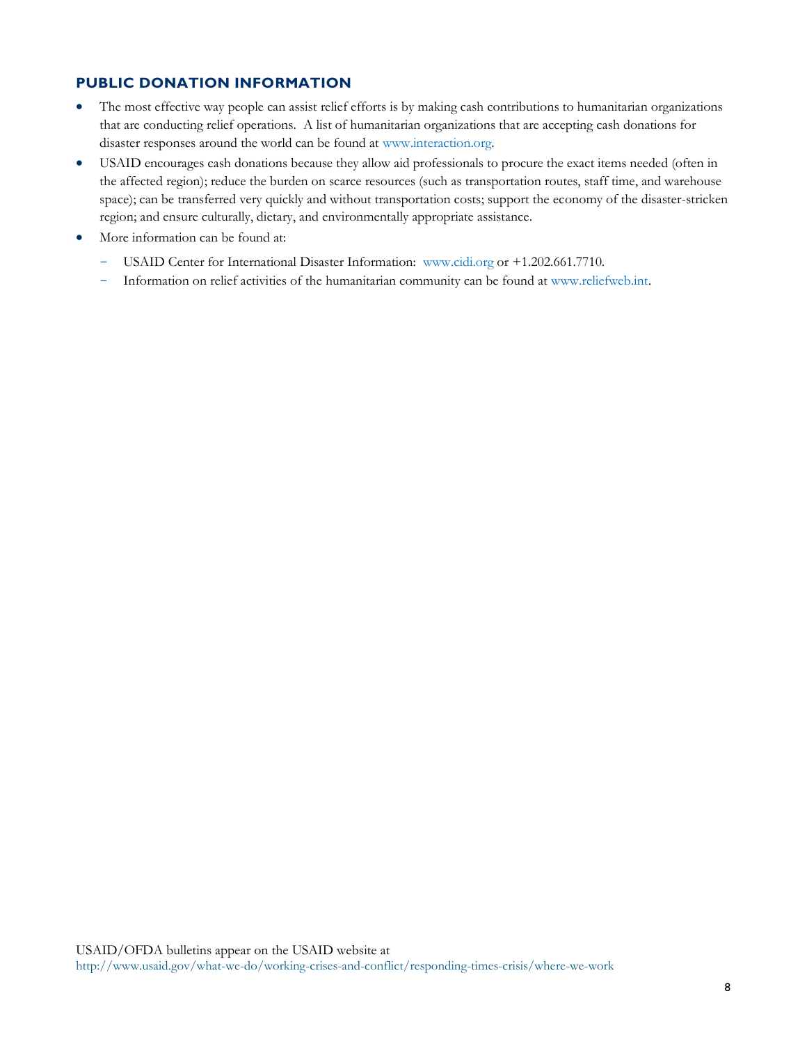## PUBLIC DONATION INFORMATION

- The most effective way people can assist relief efforts is by making cash contributions to humanitarian organizations that are conducting relief operations. A list of humanitarian organizations that are accepting cash donations for disaster responses around the world can be found at www.interaction.org.
- USAID encourages cash donations because they allow aid professionals to procure the exact items needed (often in the affected region); reduce the burden on scarce resources (such as transportation routes, staff time, and warehouse space); can be transferred very quickly and without transportation costs; support the economy of the disaster-stricken region; and ensure culturally, dietary, and environmentally appropriate assistance.
- More information can be found at:
  - USAID Center for International Disaster Information: www.cidi.org or +1.202.661.7710.
  - Information on relief activities of the humanitarian community can be found at www.reliefweb.int.

USAID/OFDA bulletins appear on the USAID website at
http://www.usaid.gov/what-we-do/working-crises-and-conflict/responding-times-crisis/where-we-work